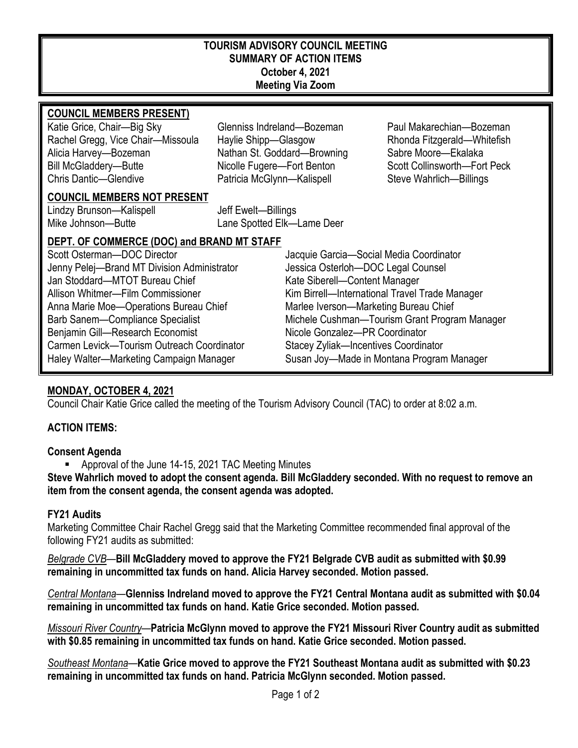# TOURISM ADVISORY COUNCIL MEETING
## SUMMARY OF ACTION ITEMS
### October 4, 2021
### Meeting Via Zoom

**COUNCIL MEMBERS PRESENT)**

Katie Grice, Chair—Big Sky
Rachel Gregg, Vice Chair—Missoula
Alicia Harvey—Bozeman
Bill McGladdery—Butte
Chris Dantic—Glendive
Glenniss Indreland—Bozeman
Haylie Shipp—Glasgow
Nathan St. Goddard—Browning
Nicolle Fugere—Fort Benton
Patricia McGlynn—Kalispell
Paul Makarechian—Bozeman
Rhonda Fitzgerald—Whitefish
Sabre Moore—Ekalaka
Scott Collinsworth—Fort Peck
Steve Wahrlich—Billings

**COUNCIL MEMBERS NOT PRESENT**

Lindzy Brunson—Kalispell
Mike Johnson—Butte
Jeff Ewelt—Billings
Lane Spotted Elk—Lame Deer

**DEPT. OF COMMERCE (DOC) and BRAND MT STAFF**

Scott Osterman—DOC Director
Jenny Pelej—Brand MT Division Administrator
Jan Stoddard—MTOT Bureau Chief
Allison Whitmer—Film Commissioner
Anna Marie Moe—Operations Bureau Chief
Barb Sanem—Compliance Specialist
Benjamin Gill—Research Economist
Carmen Levick—Tourism Outreach Coordinator
Haley Walter—Marketing Campaign Manager
Jacquie Garcia—Social Media Coordinator
Jessica Osterloh—DOC Legal Counsel
Kate Siberell—Content Manager
Kim Birrell—International Travel Trade Manager
Marlee Iverson—Marketing Bureau Chief
Michele Cushman—Tourism Grant Program Manager
Nicole Gonzalez—PR Coordinator
Stacey Zyliak—Incentives Coordinator
Susan Joy—Made in Montana Program Manager

## MONDAY, OCTOBER 4, 2021

Council Chair Katie Grice called the meeting of the Tourism Advisory Council (TAC) to order at 8:02 a.m.

### ACTION ITEMS:

**Consent Agenda**

- Approval of the June 14-15, 2021 TAC Meeting Minutes

**Steve Wahrlich moved to adopt the consent agenda. Bill McGladdery seconded. With no request to remove an item from the consent agenda, the consent agenda was adopted.**

**FY21 Audits**

Marketing Committee Chair Rachel Gregg said that the Marketing Committee recommended final approval of the following FY21 audits as submitted:

*Belgrade CVB*—**Bill McGladdery moved to approve the FY21 Belgrade CVB audit as submitted with $0.99 remaining in uncommitted tax funds on hand. Alicia Harvey seconded. Motion passed.**

*Central Montana*—**Glenniss Indreland moved to approve the FY21 Central Montana audit as submitted with $0.04 remaining in uncommitted tax funds on hand. Katie Grice seconded. Motion passed.**

*Missouri River Country*—**Patricia McGlynn moved to approve the FY21 Missouri River Country audit as submitted with $0.85 remaining in uncommitted tax funds on hand. Katie Grice seconded. Motion passed.**

*Southeast Montana*—**Katie Grice moved to approve the FY21 Southeast Montana audit as submitted with $0.23 remaining in uncommitted tax funds on hand. Patricia McGlynn seconded. Motion passed.**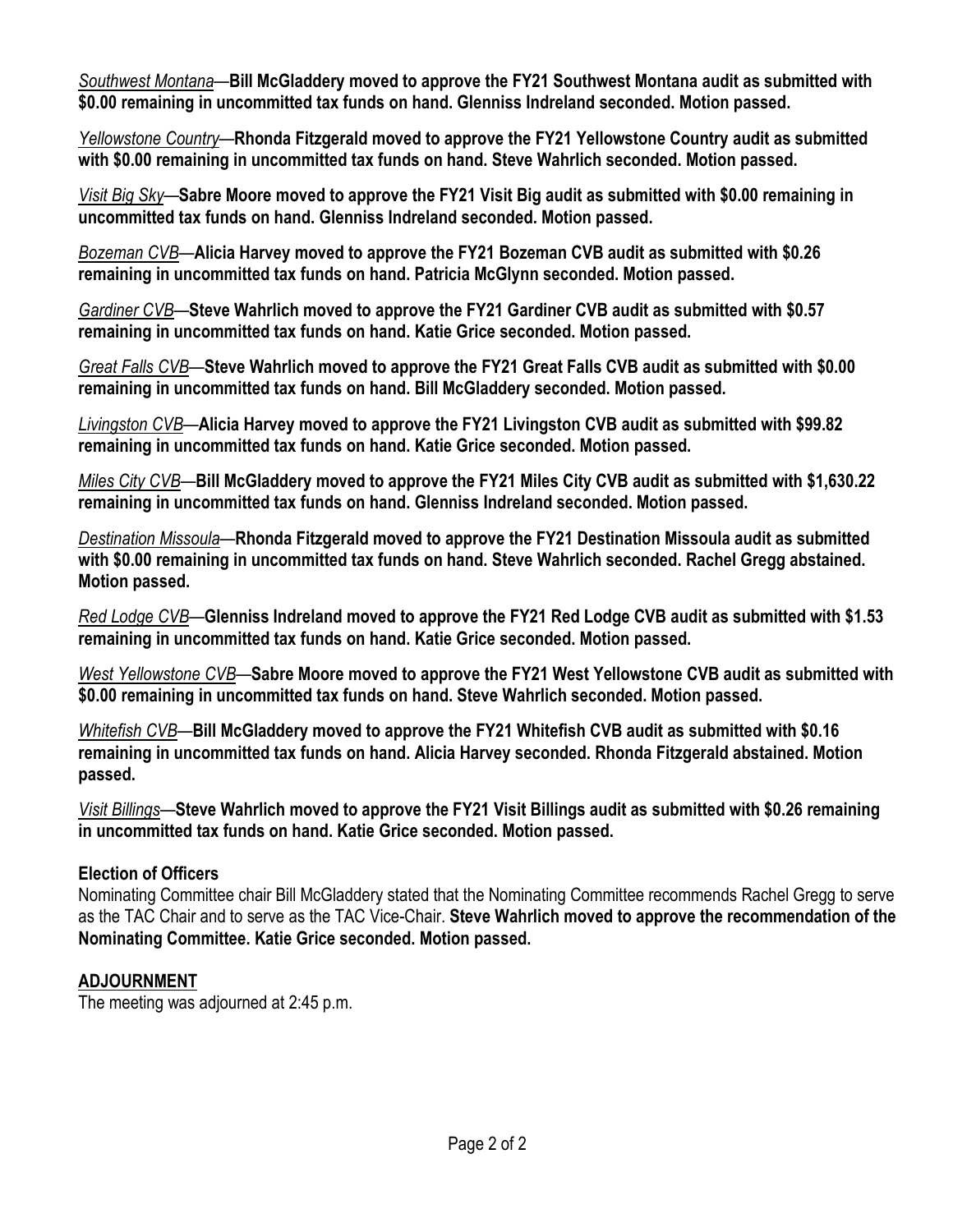*Southwest Montana*—**Bill McGladdery moved to approve the FY21 Southwest Montana audit as submitted with $0.00 remaining in uncommitted tax funds on hand. Glenniss Indreland seconded. Motion passed.**

*Yellowstone Country*—**Rhonda Fitzgerald moved to approve the FY21 Yellowstone Country audit as submitted with $0.00 remaining in uncommitted tax funds on hand. Steve Wahrlich seconded. Motion passed.**

*Visit Big Sky*—**Sabre Moore moved to approve the FY21 Visit Big audit as submitted with $0.00 remaining in uncommitted tax funds on hand. Glenniss Indreland seconded. Motion passed.**

*Bozeman CVB*—**Alicia Harvey moved to approve the FY21 Bozeman CVB audit as submitted with $0.26 remaining in uncommitted tax funds on hand. Patricia McGlynn seconded. Motion passed.**

*Gardiner CVB*—**Steve Wahrlich moved to approve the FY21 Gardiner CVB audit as submitted with $0.57 remaining in uncommitted tax funds on hand. Katie Grice seconded. Motion passed.**

*Great Falls CVB*—**Steve Wahrlich moved to approve the FY21 Great Falls CVB audit as submitted with $0.00 remaining in uncommitted tax funds on hand. Bill McGladdery seconded. Motion passed.**

*Livingston CVB*—**Alicia Harvey moved to approve the FY21 Livingston CVB audit as submitted with $99.82 remaining in uncommitted tax funds on hand. Katie Grice seconded. Motion passed.**

*Miles City CVB*—**Bill McGladdery moved to approve the FY21 Miles City CVB audit as submitted with $1,630.22 remaining in uncommitted tax funds on hand. Glenniss Indreland seconded. Motion passed.**

*Destination Missoula*—**Rhonda Fitzgerald moved to approve the FY21 Destination Missoula audit as submitted with $0.00 remaining in uncommitted tax funds on hand. Steve Wahrlich seconded. Rachel Gregg abstained. Motion passed.**

*Red Lodge CVB*—**Glenniss Indreland moved to approve the FY21 Red Lodge CVB audit as submitted with $1.53 remaining in uncommitted tax funds on hand. Katie Grice seconded. Motion passed.**

*West Yellowstone CVB*—**Sabre Moore moved to approve the FY21 West Yellowstone CVB audit as submitted with $0.00 remaining in uncommitted tax funds on hand. Steve Wahrlich seconded. Motion passed.**

*Whitefish CVB*—**Bill McGladdery moved to approve the FY21 Whitefish CVB audit as submitted with $0.16 remaining in uncommitted tax funds on hand. Alicia Harvey seconded. Rhonda Fitzgerald abstained. Motion passed.**

*Visit Billings*—**Steve Wahrlich moved to approve the FY21 Visit Billings audit as submitted with $0.26 remaining in uncommitted tax funds on hand. Katie Grice seconded. Motion passed.**

**Election of Officers**

Nominating Committee chair Bill McGladdery stated that the Nominating Committee recommends Rachel Gregg to serve as the TAC Chair and to serve as the TAC Vice-Chair. **Steve Wahrlich moved to approve the recommendation of the Nominating Committee. Katie Grice seconded. Motion passed.**

## ADJOURNMENT

The meeting was adjourned at 2:45 p.m.